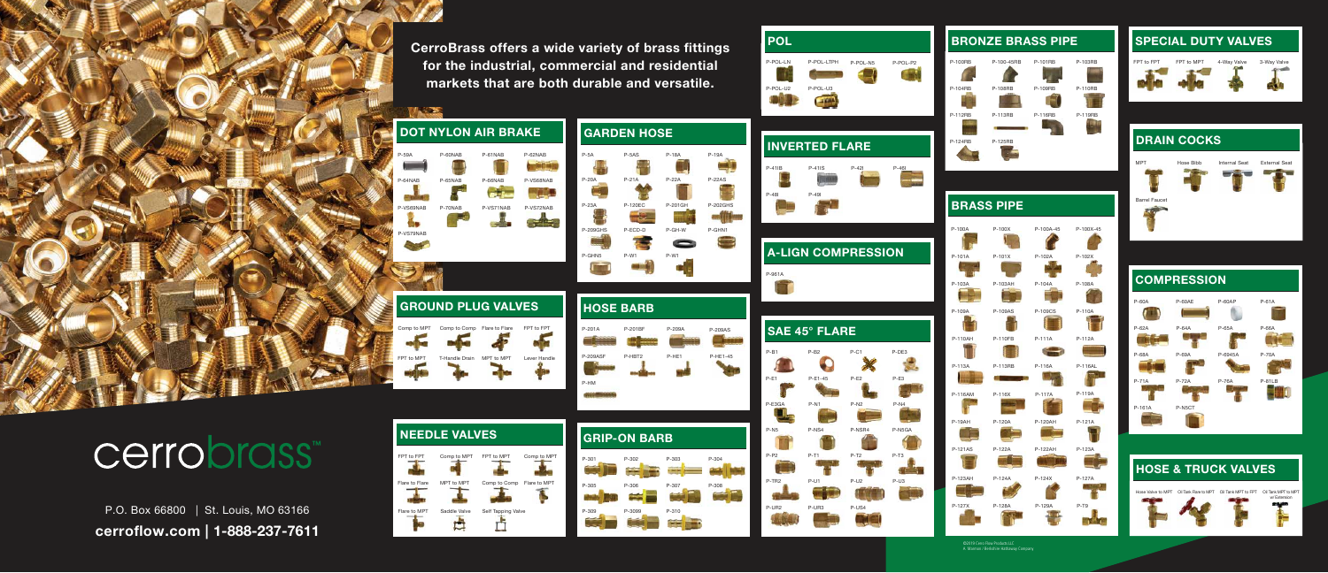CerroBrass offers a wide variety of brass fittings for the industrial, commercial and residential markets that are both durable and versatile.

# cerrobrass™

P.O. Box 66800 | St. Louis, MO 63166

**cerroflow.com | 1-888-237-7611**

## DOT NYLON AIR BRAKE

P-59A, P-60NAB, P-61NAB, P-62NAB, P-64NAB, P-65NAB, P-66NAB, P-VS68NAB, P-VS69NAB, P-70NAB, P-VS71NAB, P-VS72NAB, P-VS79NAB

## GROUND PLUG VALVES

Comp to MPT, Comp to Comp, Flare to Flare, FPT to FPT, FPT to MPT, T-Handle Drain, MPT to MPT, Lever Handle

## NEEDLE VALVES

FPT to FPT, Comp to MPT, FPT to MPT, Comp to MPT, Flare to Flare, MPT to MPT, Comp to Comp, Flare to MPT, Flare to MPT, Saddle Valve, Self Tapping Valve

## GARDEN HOSE

P-5A, P-5AS, P-18A, P-19A, P-20A, P-21A, P-22A, P-22AS, P-23A, P-120EC, P-201GH, P-202GHS, P-209GHS, P-ECD-D, P-GH-W, P-GHN1, P-GHN5, P-W1, P-W1

## HOSE BARB

P-201A, P-201BF, P-209A, P-209AS, P-209ASF, P-HBT2, P-HE1, P-HE1-45, P-HM

## GRIP-ON BARB

P-301, P-302, P-303, P-304, P-305, P-306, P-307, P-308, P-309, P-309B, P-310

## POL

P-POL-LN, P-POL-LTPH, P-POL-N5, P-POL-P2, P-POL-U2, P-POL-U3

## INVERTED FLARE

P-41IB, P-41IS, P-42I, P-46I, P-48I, P-49I

## A-LIGN COMPRESSION

P-961A

## SAE 45° FLARE

P-B1, P-B2, P-C1, P-DE3, P-E1, P-E1-45, P-E2, P-E3, P-E3GA, P-N1, P-N2, P-N4, P-N5, P-NS4, P-NSR4, P-N5GA, P-P2, P-T1, P-T2, P-T3, P-TR2, P-U1, P-U2, P-U3, P-UR2, P-UR3, P-US4

## BRONZE BRASS PIPE

P-100RB, P-100-45RB, P-101RB, P-103RB, P-104RB, P-108RB, P-109RB, P-110RB, P-112RB, P-113RB, P-116RB, P-119RB, P-124RB, P-125RB

## BRASS PIPE

P-100A, P-100X, P-100A-45, P-100X-45, P-101A, P-101X, P-102A, P-102X, P-103A, P-103AH, P-104A, P-108A, P-109A, P-109AS, P-109CS, P-110A, P-110AH, P-110FB, P-111A, P-112A, P-113A, P-113RB, P-116A, P-116AL, P-116AM, P-116X, P-117A, P-119A, P-19AH, P-120A, P-120AH, P-121A, P-121AS, P-122A, P-122AH, P-123A, P-123AH, P-124A, P-124X, P-127A, P-127X, P-128A, P-129A, P-T9

## SPECIAL DUTY VALVES

FPT to FPT, FPT to MPT, 4-Way Valve, 3-Way Valve

## DRAIN COCKS

MPT, Hose Bibb, Internal Seat, External Seat, Barrel Faucet

## COMPRESSION

P-60A, P-60AE, P-60AP, P-61A, P-62A, P-64A, P-65A, P-66A, P-68A, P-69A, P-6945A, P-70A, P-71A, P-72A, P-76A, P-81LB, P-161A, P-NSCT

## HOSE & TRUCK VALVES

Hose Valve to MPT, Oil Tank Flare to MPT, Oil Tank MPT to FPT, Oil Tank MPT to MPT w/ Extension

©2019 Cerro Flow Products LLC
A Marmon / Berkshire Hathaway Company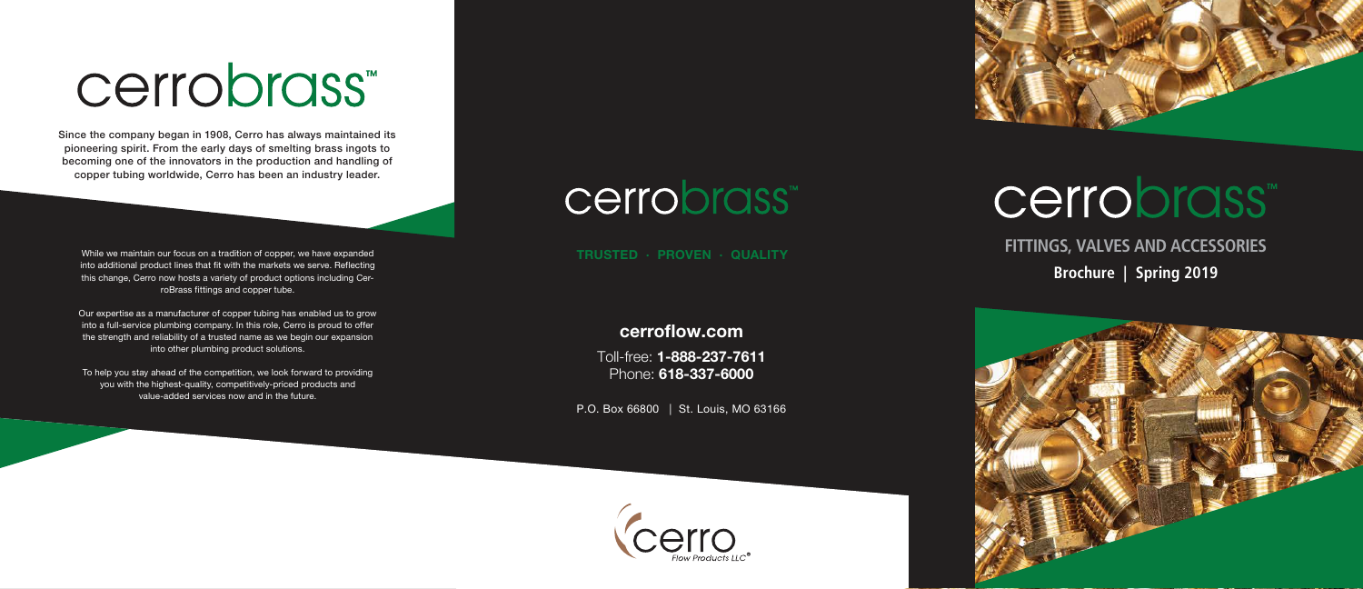# cerrobrass™

Since the company began in 1908, Cerro has always maintained its pioneering spirit. From the early days of smelting brass ingots to becoming one of the innovators in the production and handling of copper tubing worldwide, Cerro has been an industry leader.

While we maintain our focus on a tradition of copper, we have expanded into additional product lines that fit with the markets we serve. Reflecting this change, Cerro now hosts a variety of product options including CerroBrass fittings and copper tube.

Our expertise as a manufacturer of copper tubing has enabled us to grow into a full-service plumbing company. In this role, Cerro is proud to offer the strength and reliability of a trusted name as we begin our expansion into other plumbing product solutions.

To help you stay ahead of the competition, we look forward to providing you with the highest-quality, competitively-priced products and value-added services now and in the future.

# cerrobrass™

**TRUSTED · PROVEN · QUALITY**

**cerroflow.com**

Toll-free: **1-888-237-7611**
Phone: **618-337-6000**

P.O. Box 66800 | St. Louis, MO 63166

Cerro Flow Products LLC®

# cerrobrass™

## FITTINGS, VALVES AND ACCESSORIES

**Brochure | Spring 2019**